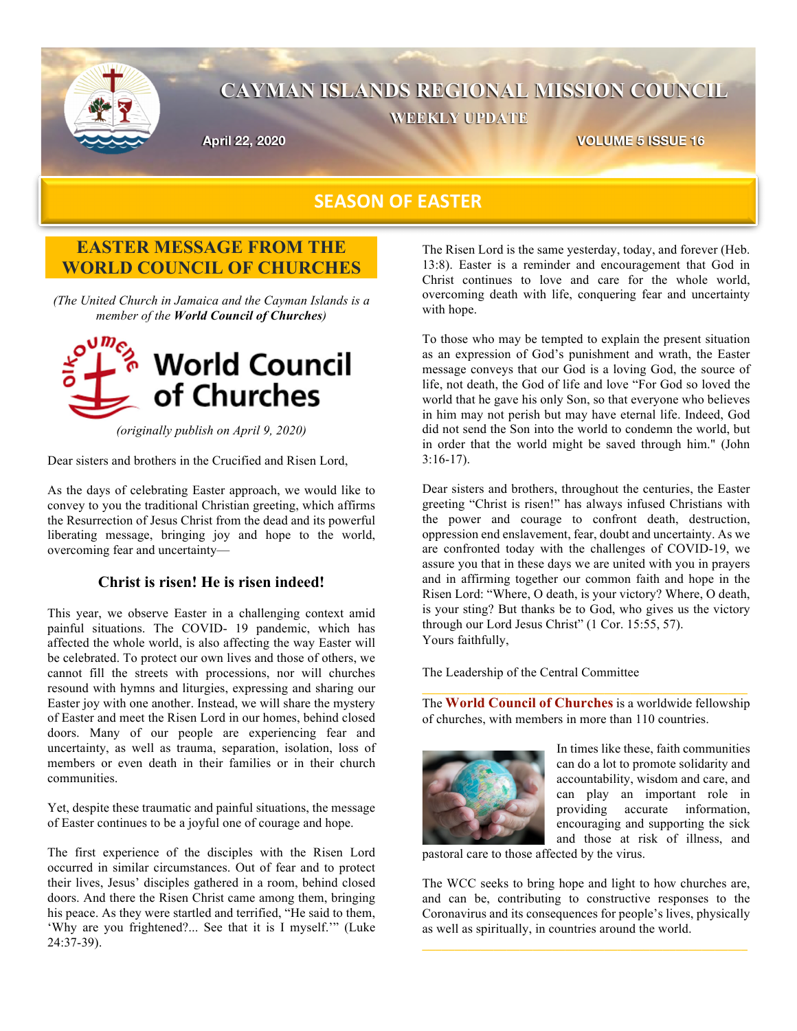# CAYMAN ISLANDS REGIONAL MISSION COUNCIL

**WEEKLY UPDATE**

April 22, 2020

VOLUME 5 ISSUE 16

## SEASON OF EASTER

### EASTER MESSAGE FROM THE WORLD COUNCIL OF CHURCHES

*(The United Church in Jamaica and the Cayman Islands is a member of the **World Council of Churches**)*

World Council of Churches

*(originally publish on April 9, 2020)*

Dear sisters and brothers in the Crucified and Risen Lord,

As the days of celebrating Easter approach, we would like to convey to you the traditional Christian greeting, which affirms the Resurrection of Jesus Christ from the dead and its powerful liberating message, bringing joy and hope to the world, overcoming fear and uncertainty—

**Christ is risen! He is risen indeed!**

This year, we observe Easter in a challenging context amid painful situations. The COVID- 19 pandemic, which has affected the whole world, is also affecting the way Easter will be celebrated. To protect our own lives and those of others, we cannot fill the streets with processions, nor will churches resound with hymns and liturgies, expressing and sharing our Easter joy with one another. Instead, we will share the mystery of Easter and meet the Risen Lord in our homes, behind closed doors. Many of our people are experiencing fear and uncertainty, as well as trauma, separation, isolation, loss of members or even death in their families or in their church communities.

Yet, despite these traumatic and painful situations, the message of Easter continues to be a joyful one of courage and hope.

The first experience of the disciples with the Risen Lord occurred in similar circumstances. Out of fear and to protect their lives, Jesus' disciples gathered in a room, behind closed doors. And there the Risen Christ came among them, bringing his peace. As they were startled and terrified, "He said to them, 'Why are you frightened?... See that it is I myself.'" (Luke 24:37-39).

The Risen Lord is the same yesterday, today, and forever (Heb. 13:8). Easter is a reminder and encouragement that God in Christ continues to love and care for the whole world, overcoming death with life, conquering fear and uncertainty with hope.

To those who may be tempted to explain the present situation as an expression of God's punishment and wrath, the Easter message conveys that our God is a loving God, the source of life, not death, the God of life and love "For God so loved the world that he gave his only Son, so that everyone who believes in him may not perish but may have eternal life. Indeed, God did not send the Son into the world to condemn the world, but in order that the world might be saved through him." (John 3:16-17).

Dear sisters and brothers, throughout the centuries, the Easter greeting "Christ is risen!" has always infused Christians with the power and courage to confront death, destruction, oppression end enslavement, fear, doubt and uncertainty. As we are confronted today with the challenges of COVID-19, we assure you that in these days we are united with you in prayers and in affirming together our common faith and hope in the Risen Lord: "Where, O death, is your victory? Where, O death, is your sting? But thanks be to God, who gives us the victory through our Lord Jesus Christ" (1 Cor. 15:55, 57).
Yours faithfully,

The Leadership of the Central Committee

---

The **World Council of Churches** is a worldwide fellowship of churches, with members in more than 110 countries.

In times like these, faith communities can do a lot to promote solidarity and accountability, wisdom and care, and can play an important role in providing accurate information, encouraging and supporting the sick and those at risk of illness, and pastoral care to those affected by the virus.

The WCC seeks to bring hope and light to how churches are, and can be, contributing to constructive responses to the Coronavirus and its consequences for people's lives, physically as well as spiritually, in countries around the world.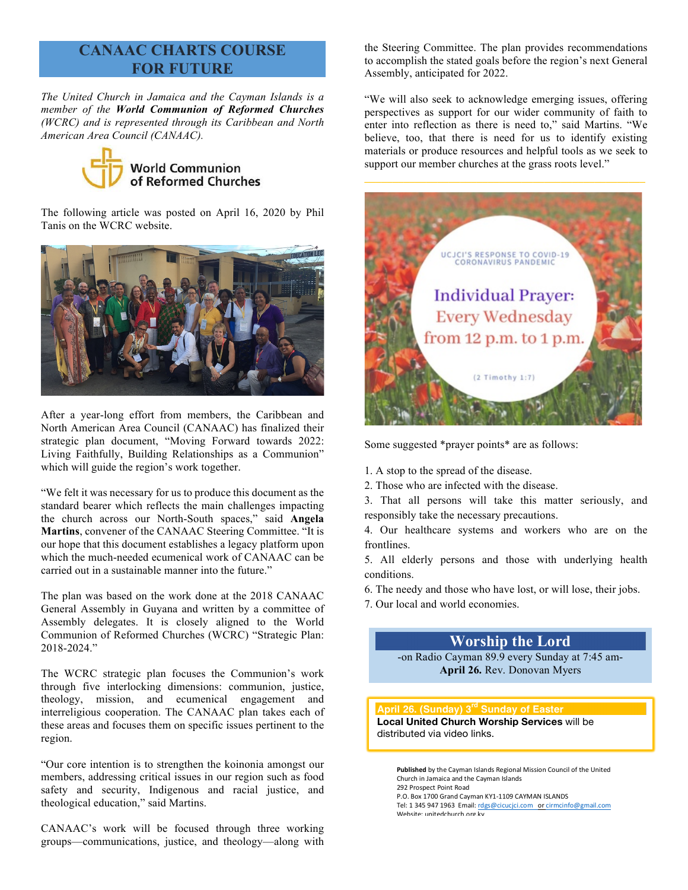## CANAAC CHARTS COURSE FOR FUTURE

*The United Church in Jamaica and the Cayman Islands is a member of the* ***World Communion of Reformed Churches*** *(WCRC) and is represented through its Caribbean and North American Area Council (CANAAC).*

World Communion of Reformed Churches

The following article was posted on April 16, 2020 by Phil Tanis on the WCRC website.

After a year-long effort from members, the Caribbean and North American Area Council (CANAAC) has finalized their strategic plan document, "Moving Forward towards 2022: Living Faithfully, Building Relationships as a Communion" which will guide the region's work together.

"We felt it was necessary for us to produce this document as the standard bearer which reflects the main challenges impacting the church across our North-South spaces," said **Angela Martins**, convener of the CANAAC Steering Committee. "It is our hope that this document establishes a legacy platform upon which the much-needed ecumenical work of CANAAC can be carried out in a sustainable manner into the future."

The plan was based on the work done at the 2018 CANAAC General Assembly in Guyana and written by a committee of Assembly delegates. It is closely aligned to the World Communion of Reformed Churches (WCRC) "Strategic Plan: 2018-2024."

The WCRC strategic plan focuses the Communion's work through five interlocking dimensions: communion, justice, theology, mission, and ecumenical engagement and interreligious cooperation. The CANAAC plan takes each of these areas and focuses them on specific issues pertinent to the region.

"Our core intention is to strengthen the koinonia amongst our members, addressing critical issues in our region such as food safety and security, Indigenous and racial justice, and theological education," said Martins.

CANAAC's work will be focused through three working groups—communications, justice, and theology—along with the Steering Committee. The plan provides recommendations to accomplish the stated goals before the region's next General Assembly, anticipated for 2022.

"We will also seek to acknowledge emerging issues, offering perspectives as support for our wider community of faith to enter into reflection as there is need to," said Martins. "We believe, too, that there is need for us to identify existing materials or produce resources and helpful tools as we seek to support our member churches at the grass roots level."

UCJCI'S RESPONSE TO COVID-19 CORONAVIRUS PANDEMIC

Individual Prayer: Every Wednesday from 12 p.m. to 1 p.m.

(2 Timothy 1:7)

Some suggested *prayer points* are as follows:

1. A stop to the spread of the disease.
2. Those who are infected with the disease.
3. That all persons will take this matter seriously, and responsibly take the necessary precautions.
4. Our healthcare systems and workers who are on the frontlines.
5. All elderly persons and those with underlying health conditions.
6. The needy and those who have lost, or will lose, their jobs.
7. Our local and world economies.

### Worship the Lord

-on Radio Cayman 89.9 every Sunday at 7:45 am-

**April 26.** Rev. Donovan Myers

**April 26. (Sunday) 3rd Sunday of Easter**

**Local United Church Worship Services** will be distributed via video links.

**Published** by the Cayman Islands Regional Mission Council of the United Church in Jamaica and the Cayman Islands
292 Prospect Point Road
P.O. Box 1700 Grand Cayman KY1-1109 CAYMAN ISLANDS
Tel: 1 345 947 1963 Email: rdgs@cicucjci.com or cirmcinfo@gmail.com
Website: unitedchurch.org.ky